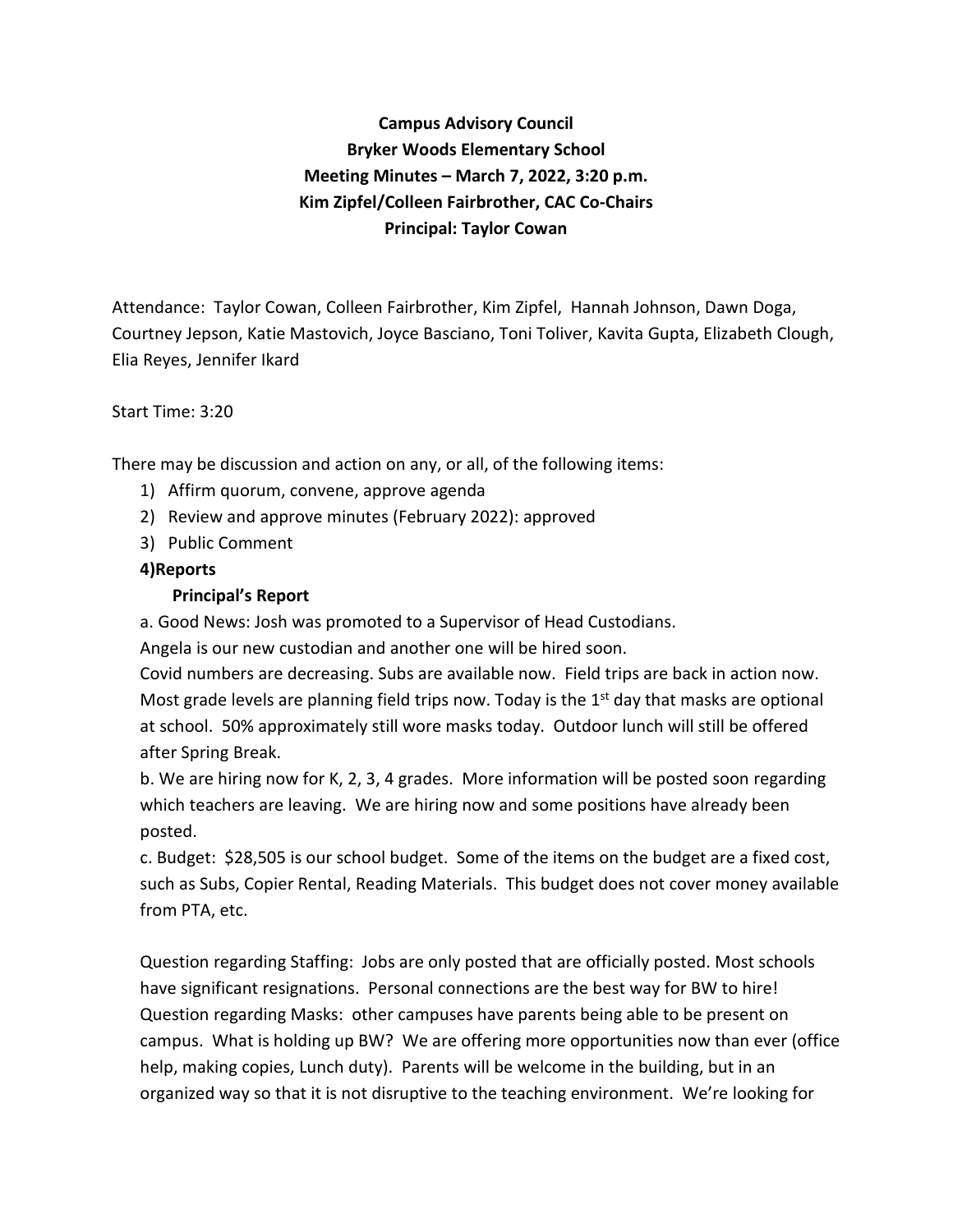**Campus Advisory Council**
**Bryker Woods Elementary School**
**Meeting Minutes – March 7, 2022, 3:20 p.m.**
**Kim Zipfel/Colleen Fairbrother, CAC Co-Chairs**
**Principal: Taylor Cowan**

Attendance: Taylor Cowan, Colleen Fairbrother, Kim Zipfel, Hannah Johnson, Dawn Doga, Courtney Jepson, Katie Mastovich, Joyce Basciano, Toni Toliver, Kavita Gupta, Elizabeth Clough, Elia Reyes, Jennifer Ikard

Start Time: 3:20

There may be discussion and action on any, or all, of the following items:

1) Affirm quorum, convene, approve agenda
2) Review and approve minutes (February 2022): approved
3) Public Comment

**4)Reports**

**Principal's Report**

a. Good News: Josh was promoted to a Supervisor of Head Custodians.
Angela is our new custodian and another one will be hired soon.
Covid numbers are decreasing. Subs are available now. Field trips are back in action now. Most grade levels are planning field trips now. Today is the 1st day that masks are optional at school. 50% approximately still wore masks today. Outdoor lunch will still be offered after Spring Break.

b. We are hiring now for K, 2, 3, 4 grades. More information will be posted soon regarding which teachers are leaving. We are hiring now and some positions have already been posted.

c. Budget: $28,505 is our school budget. Some of the items on the budget are a fixed cost, such as Subs, Copier Rental, Reading Materials. This budget does not cover money available from PTA, etc.

Question regarding Staffing: Jobs are only posted that are officially posted. Most schools have significant resignations. Personal connections are the best way for BW to hire!
Question regarding Masks: other campuses have parents being able to be present on campus. What is holding up BW? We are offering more opportunities now than ever (office help, making copies, Lunch duty). Parents will be welcome in the building, but in an organized way so that it is not disruptive to the teaching environment. We're looking for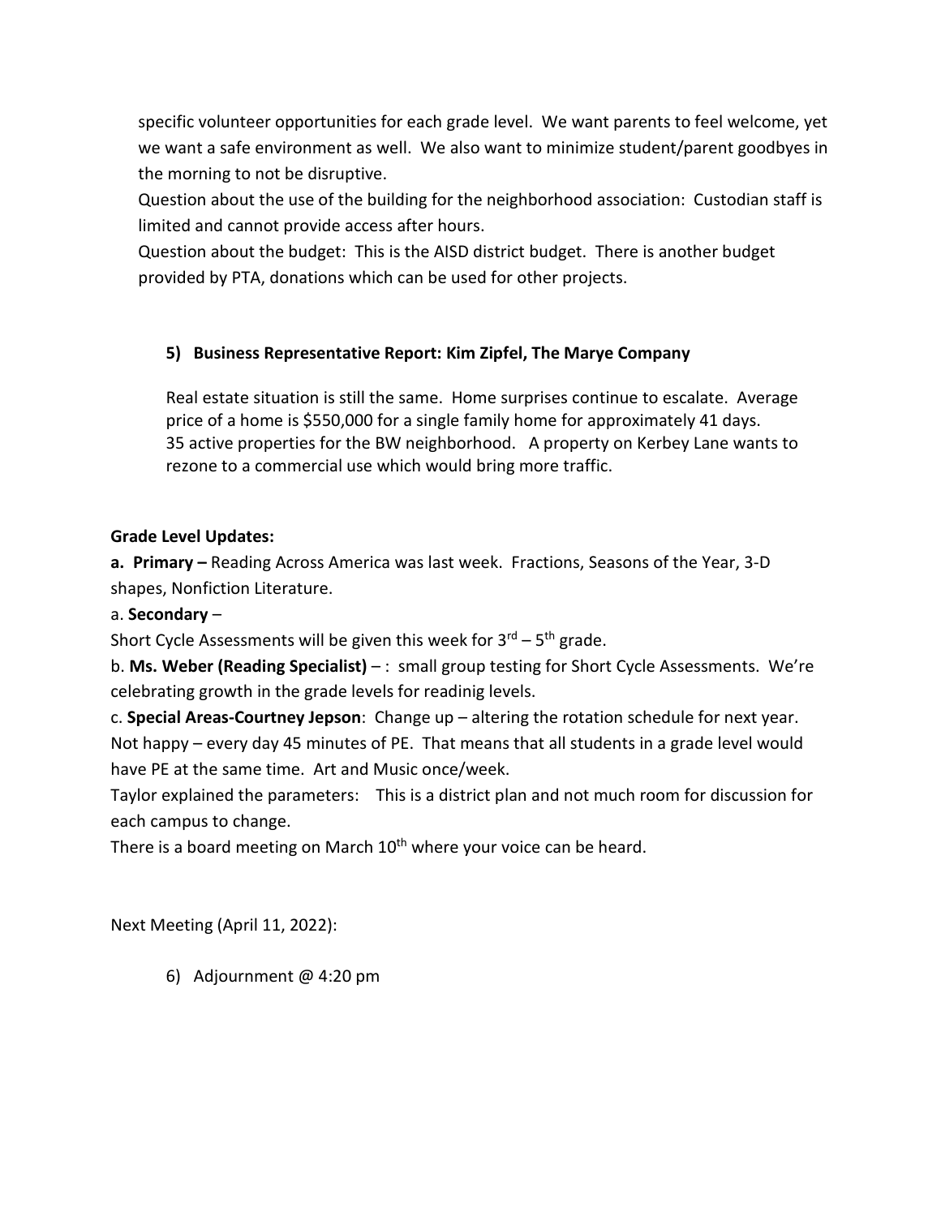specific volunteer opportunities for each grade level. We want parents to feel welcome, yet we want a safe environment as well. We also want to minimize student/parent goodbyes in the morning to not be disruptive.
Question about the use of the building for the neighborhood association: Custodian staff is limited and cannot provide access after hours.
Question about the budget: This is the AISD district budget. There is another budget provided by PTA, donations which can be used for other projects.

5) **Business Representative Report: Kim Zipfel, The Marye Company**

Real estate situation is still the same. Home surprises continue to escalate. Average price of a home is $550,000 for a single family home for approximately 41 days.
35 active properties for the BW neighborhood. A property on Kerbey Lane wants to rezone to a commercial use which would bring more traffic.

**Grade Level Updates:**

**a. Primary –** Reading Across America was last week. Fractions, Seasons of the Year, 3-D shapes, Nonfiction Literature.

a. **Secondary** –
Short Cycle Assessments will be given this week for 3rd – 5th grade.

b. **Ms. Weber (Reading Specialist)** – : small group testing for Short Cycle Assessments. We're celebrating growth in the grade levels for readinig levels.

c. **Special Areas-Courtney Jepson**: Change up – altering the rotation schedule for next year. Not happy – every day 45 minutes of PE. That means that all students in a grade level would have PE at the same time. Art and Music once/week.
Taylor explained the parameters: This is a district plan and not much room for discussion for each campus to change.
There is a board meeting on March 10th where your voice can be heard.

Next Meeting (April 11, 2022):

6) Adjournment @ 4:20 pm